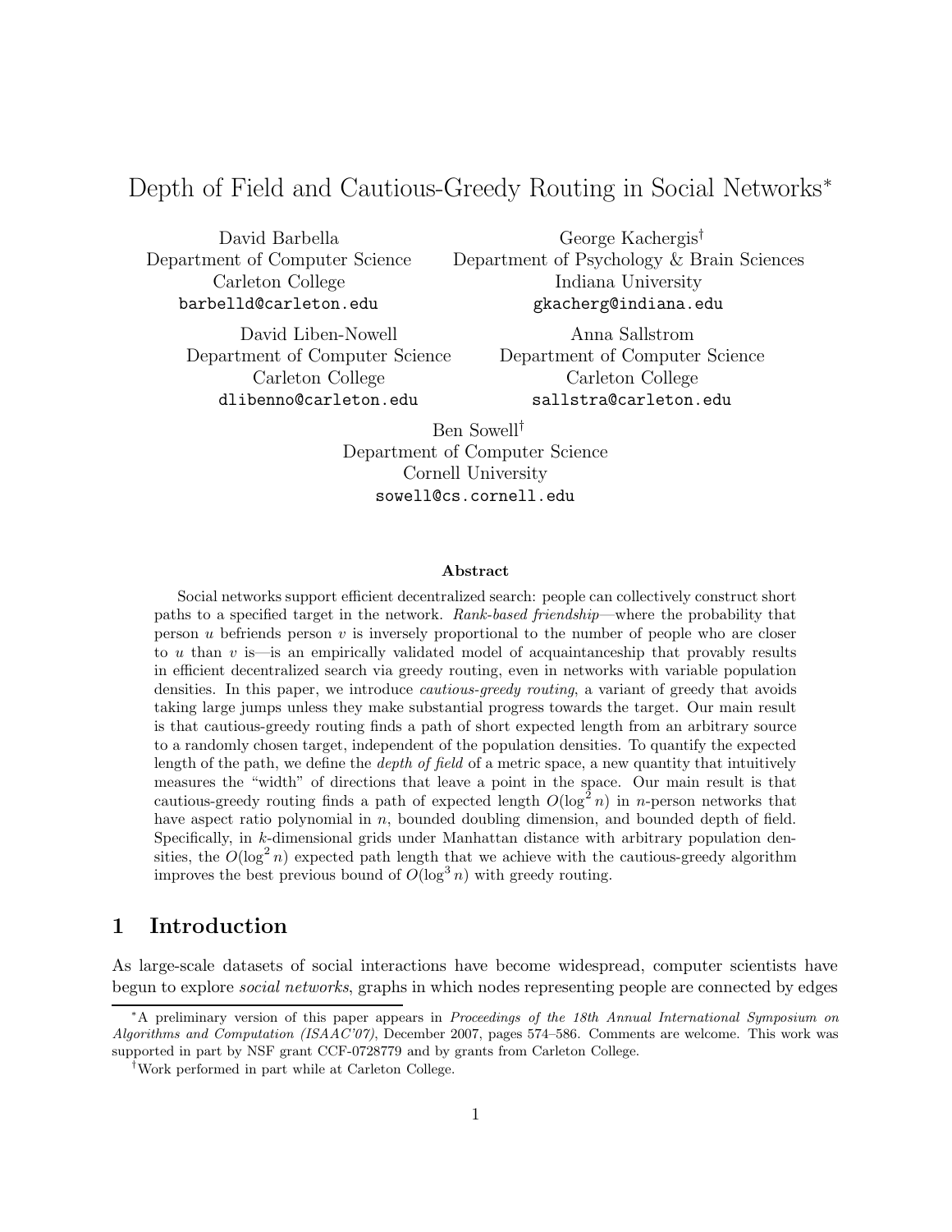# Depth of Field and Cautious-Greedy Routing in Social Networks*

David Barbella
Department of Computer Science
Carleton College
barbelld@carleton.edu

George Kachergis[†]
Department of Psychology & Brain Sciences
Indiana University
gkacherg@indiana.edu

David Liben-Nowell
Department of Computer Science
Carleton College
dlibenno@carleton.edu

Anna Sallstrom
Department of Computer Science
Carleton College
sallstra@carleton.edu

Ben Sowell[†]
Department of Computer Science
Cornell University
sowell@cs.cornell.edu

### Abstract

Social networks support efficient decentralized search: people can collectively construct short paths to a specified target in the network. *Rank-based friendship*—where the probability that person $u$ befriends person $v$ is inversely proportional to the number of people who are closer to $u$ than $v$ is—is an empirically validated model of acquaintanceship that provably results in efficient decentralized search via greedy routing, even in networks with variable population densities. In this paper, we introduce *cautious-greedy routing*, a variant of greedy that avoids taking large jumps unless they make substantial progress towards the target. Our main result is that cautious-greedy routing finds a path of short expected length from an arbitrary source to a randomly chosen target, independent of the population densities. To quantify the expected length of the path, we define the *depth of field* of a metric space, a new quantity that intuitively measures the "width" of directions that leave a point in the space. Our main result is that cautious-greedy routing finds a path of expected length $O(\log^2 n)$ in $n$-person networks that have aspect ratio polynomial in $n$, bounded doubling dimension, and bounded depth of field. Specifically, in $k$-dimensional grids under Manhattan distance with arbitrary population densities, the $O(\log^2 n)$ expected path length that we achieve with the cautious-greedy algorithm improves the best previous bound of $O(\log^3 n)$ with greedy routing.

## 1 Introduction

As large-scale datasets of social interactions have become widespread, computer scientists have begun to explore *social networks*, graphs in which nodes representing people are connected by edges

---

*A preliminary version of this paper appears in *Proceedings of the 18th Annual International Symposium on Algorithms and Computation (ISAAC'07)*, December 2007, pages 574–586. Comments are welcome. This work was supported in part by NSF grant CCF-0728779 and by grants from Carleton College.

[†]Work performed in part while at Carleton College.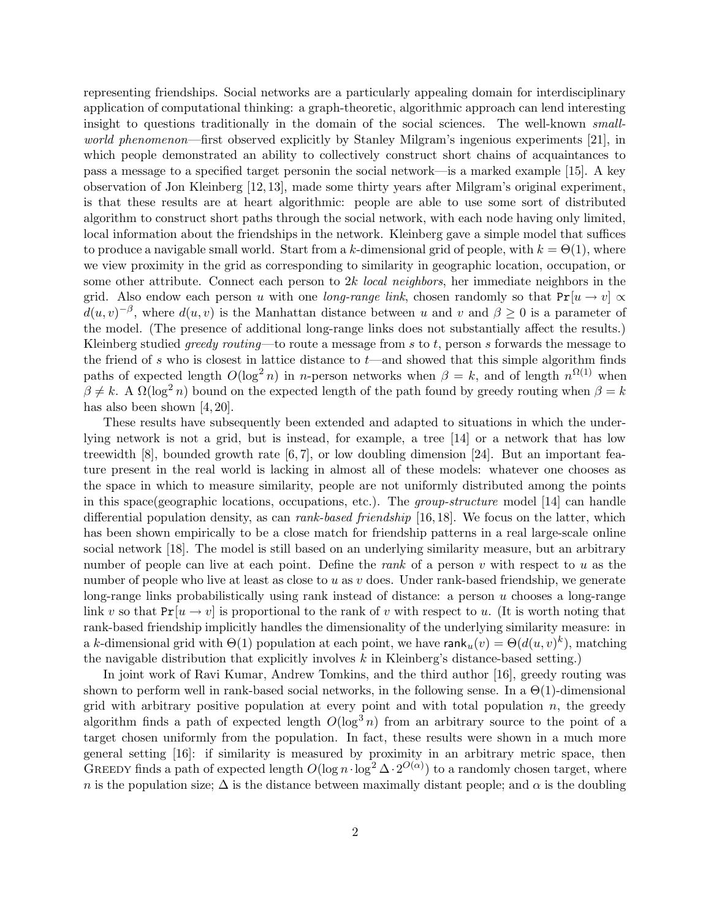representing friendships. Social networks are a particularly appealing domain for interdisciplinary application of computational thinking: a graph-theoretic, algorithmic approach can lend interesting insight to questions traditionally in the domain of the social sciences. The well-known *small-world phenomenon*—first observed explicitly by Stanley Milgram's ingenious experiments [21], in which people demonstrated an ability to collectively construct short chains of acquaintances to pass a message to a specified target personin the social network—is a marked example [15]. A key observation of Jon Kleinberg [12, 13], made some thirty years after Milgram's original experiment, is that these results are at heart algorithmic: people are able to use some sort of distributed algorithm to construct short paths through the social network, with each node having only limited, local information about the friendships in the network. Kleinberg gave a simple model that suffices to produce a navigable small world. Start from a $k$-dimensional grid of people, with $k = \Theta(1)$, where we view proximity in the grid as corresponding to similarity in geographic location, occupation, or some other attribute. Connect each person to $2k$ *local neighbors*, her immediate neighbors in the grid. Also endow each person $u$ with one *long-range link*, chosen randomly so that $\Pr[u \to v] \propto d(u, v)^{-\beta}$, where $d(u, v)$ is the Manhattan distance between $u$ and $v$ and $\beta \geq 0$ is a parameter of the model. (The presence of additional long-range links does not substantially affect the results.) Kleinberg studied *greedy routing*—to route a message from $s$ to $t$, person $s$ forwards the message to the friend of $s$ who is closest in lattice distance to $t$—and showed that this simple algorithm finds paths of expected length $O(\log^2 n)$ in $n$-person networks when $\beta = k$, and of length $n^{\Omega(1)}$ when $\beta \neq k$. A $\Omega(\log^2 n)$ bound on the expected length of the path found by greedy routing when $\beta = k$ has also been shown [4, 20].

These results have subsequently been extended and adapted to situations in which the underlying network is not a grid, but is instead, for example, a tree [14] or a network that has low treewidth [8], bounded growth rate [6, 7], or low doubling dimension [24]. But an important feature present in the real world is lacking in almost all of these models: whatever one chooses as the space in which to measure similarity, people are not uniformly distributed among the points in this space(geographic locations, occupations, etc.). The *group-structure* model [14] can handle differential population density, as can *rank-based friendship* [16, 18]. We focus on the latter, which has been shown empirically to be a close match for friendship patterns in a real large-scale online social network [18]. The model is still based on an underlying similarity measure, but an arbitrary number of people can live at each point. Define the *rank* of a person $v$ with respect to $u$ as the number of people who live at least as close to $u$ as $v$ does. Under rank-based friendship, we generate long-range links probabilistically using rank instead of distance: a person $u$ chooses a long-range link $v$ so that $\Pr[u \to v]$ is proportional to the rank of $v$ with respect to $u$. (It is worth noting that rank-based friendship implicitly handles the dimensionality of the underlying similarity measure: in a $k$-dimensional grid with $\Theta(1)$ population at each point, we have $\mathsf{rank}_u(v) = \Theta(d(u, v)^k)$, matching the navigable distribution that explicitly involves $k$ in Kleinberg's distance-based setting.)

In joint work of Ravi Kumar, Andrew Tomkins, and the third author [16], greedy routing was shown to perform well in rank-based social networks, in the following sense. In a $\Theta(1)$-dimensional grid with arbitrary positive population at every point and with total population $n$, the greedy algorithm finds a path of expected length $O(\log^3 n)$ from an arbitrary source to the point of a target chosen uniformly from the population. In fact, these results were shown in a much more general setting [16]: if similarity is measured by proximity in an arbitrary metric space, then Greedy finds a path of expected length $O(\log n \cdot \log^2 \Delta \cdot 2^{O(\alpha)})$ to a randomly chosen target, where $n$ is the population size; $\Delta$ is the distance between maximally distant people; and $\alpha$ is the doubling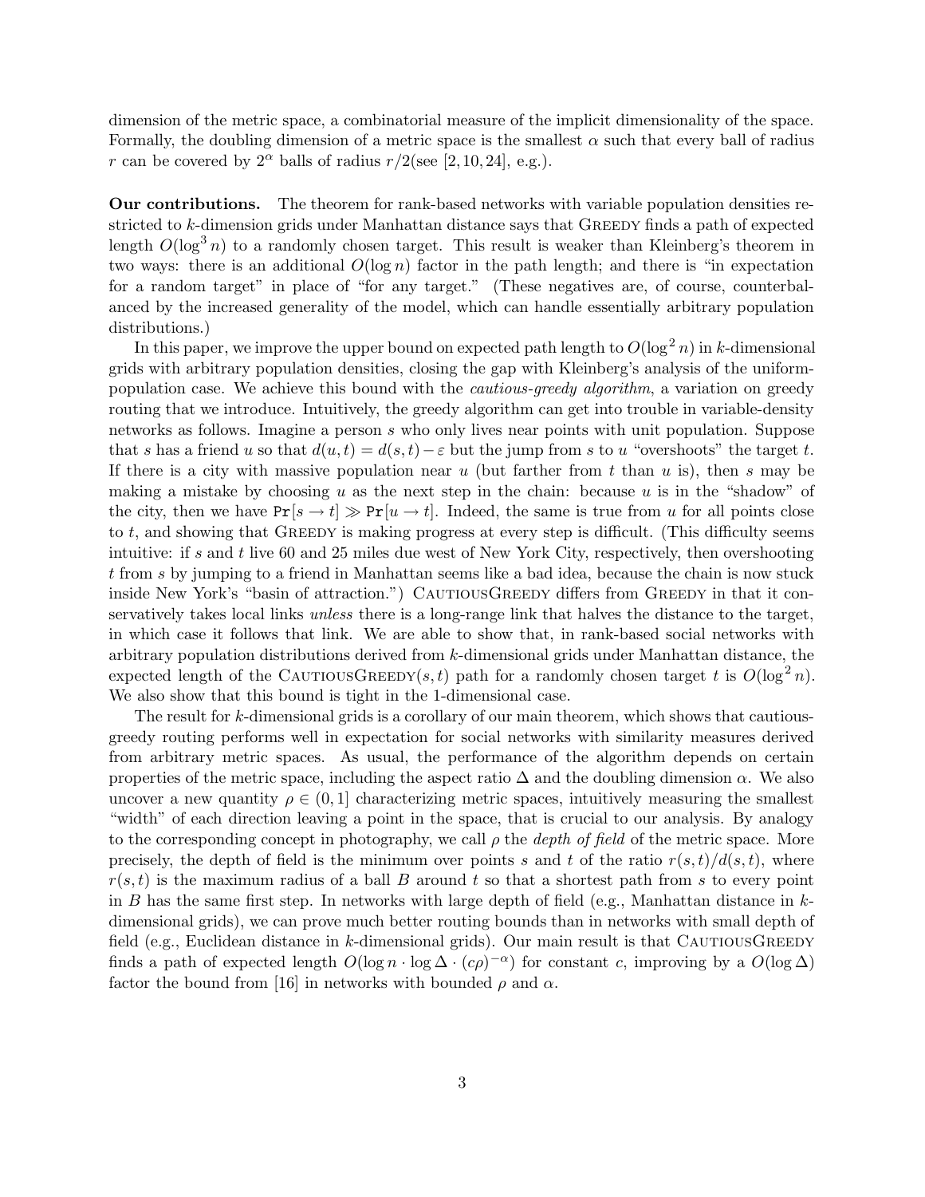dimension of the metric space, a combinatorial measure of the implicit dimensionality of the space. Formally, the doubling dimension of a metric space is the smallest $\alpha$ such that every ball of radius $r$ can be covered by $2^\alpha$ balls of radius $r/2$(see [2, 10, 24], e.g.).

**Our contributions.** The theorem for rank-based networks with variable population densities restricted to $k$-dimension grids under Manhattan distance says that Greedy finds a path of expected length $O(\log^3 n)$ to a randomly chosen target. This result is weaker than Kleinberg's theorem in two ways: there is an additional $O(\log n)$ factor in the path length; and there is "in expectation for a random target" in place of "for any target." (These negatives are, of course, counterbalanced by the increased generality of the model, which can handle essentially arbitrary population distributions.)

In this paper, we improve the upper bound on expected path length to $O(\log^2 n)$ in $k$-dimensional grids with arbitrary population densities, closing the gap with Kleinberg's analysis of the uniform-population case. We achieve this bound with the *cautious-greedy algorithm*, a variation on greedy routing that we introduce. Intuitively, the greedy algorithm can get into trouble in variable-density networks as follows. Imagine a person $s$ who only lives near points with unit population. Suppose that $s$ has a friend $u$ so that $d(u,t) = d(s,t) - \varepsilon$ but the jump from $s$ to $u$ "overshoots" the target $t$. If there is a city with massive population near $u$ (but farther from $t$ than $u$ is), then $s$ may be making a mistake by choosing $u$ as the next step in the chain: because $u$ is in the "shadow" of the city, then we have $\mathtt{Pr}[s \to t] \gg \mathtt{Pr}[u \to t]$. Indeed, the same is true from $u$ for all points close to $t$, and showing that Greedy is making progress at every step is difficult. (This difficulty seems intuitive: if $s$ and $t$ live 60 and 25 miles due west of New York City, respectively, then overshooting $t$ from $s$ by jumping to a friend in Manhattan seems like a bad idea, because the chain is now stuck inside New York's "basin of attraction.") CautiousGreedy differs from Greedy in that it conservatively takes local links *unless* there is a long-range link that halves the distance to the target, in which case it follows that link. We are able to show that, in rank-based social networks with arbitrary population distributions derived from $k$-dimensional grids under Manhattan distance, the expected length of the CautiousGreedy$(s,t)$ path for a randomly chosen target $t$ is $O(\log^2 n)$. We also show that this bound is tight in the 1-dimensional case.

The result for $k$-dimensional grids is a corollary of our main theorem, which shows that cautious-greedy routing performs well in expectation for social networks with similarity measures derived from arbitrary metric spaces. As usual, the performance of the algorithm depends on certain properties of the metric space, including the aspect ratio $\Delta$ and the doubling dimension $\alpha$. We also uncover a new quantity $\rho \in (0,1]$ characterizing metric spaces, intuitively measuring the smallest "width" of each direction leaving a point in the space, that is crucial to our analysis. By analogy to the corresponding concept in photography, we call $\rho$ the *depth of field* of the metric space. More precisely, the depth of field is the minimum over points $s$ and $t$ of the ratio $r(s,t)/d(s,t)$, where $r(s,t)$ is the maximum radius of a ball $B$ around $t$ so that a shortest path from $s$ to every point in $B$ has the same first step. In networks with large depth of field (e.g., Manhattan distance in $k$-dimensional grids), we can prove much better routing bounds than in networks with small depth of field (e.g., Euclidean distance in $k$-dimensional grids). Our main result is that CautiousGreedy finds a path of expected length $O(\log n \cdot \log \Delta \cdot (c\rho)^{-\alpha})$ for constant $c$, improving by a $O(\log \Delta)$ factor the bound from [16] in networks with bounded $\rho$ and $\alpha$.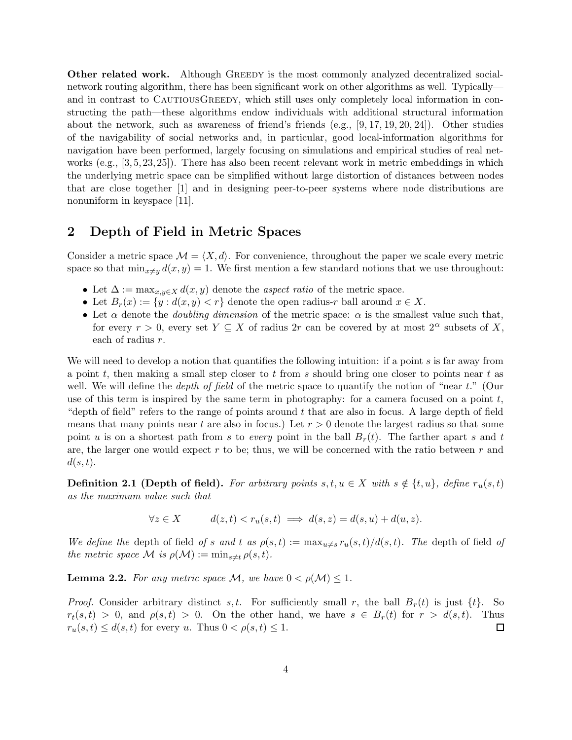**Other related work.** Although Greedy is the most commonly analyzed decentralized social-network routing algorithm, there has been significant work on other algorithms as well. Typically—and in contrast to CautiousGreedy, which still uses only completely local information in constructing the path—these algorithms endow individuals with additional structural information about the network, such as awareness of friend's friends (e.g., [9, 17, 19, 20, 24]). Other studies of the navigability of social networks and, in particular, good local-information algorithms for navigation have been performed, largely focusing on simulations and empirical studies of real networks (e.g., [3, 5, 23, 25]). There has also been recent relevant work in metric embeddings in which the underlying metric space can be simplified without large distortion of distances between nodes that are close together [1] and in designing peer-to-peer systems where node distributions are nonuniform in keyspace [11].

## 2 Depth of Field in Metric Spaces

Consider a metric space $\mathcal{M} = \langle X, d \rangle$. For convenience, throughout the paper we scale every metric space so that $\min_{x \neq y} d(x, y) = 1$. We first mention a few standard notions that we use throughout:

- Let $\Delta := \max_{x,y \in X} d(x, y)$ denote the *aspect ratio* of the metric space.
- Let $B_r(x) := \{y : d(x, y) < r\}$ denote the open radius-$r$ ball around $x \in X$.
- Let $\alpha$ denote the *doubling dimension* of the metric space: $\alpha$ is the smallest value such that, for every $r > 0$, every set $Y \subseteq X$ of radius $2r$ can be covered by at most $2^\alpha$ subsets of $X$, each of radius $r$.

We will need to develop a notion that quantifies the following intuition: if a point $s$ is far away from a point $t$, then making a small step closer to $t$ from $s$ should bring one closer to points near $t$ as well. We will define the *depth of field* of the metric space to quantify the notion of "near $t$." (Our use of this term is inspired by the same term in photography: for a camera focused on a point $t$, "depth of field" refers to the range of points around $t$ that are also in focus. A large depth of field means that many points near $t$ are also in focus.) Let $r > 0$ denote the largest radius so that some point $u$ is on a shortest path from $s$ to *every* point in the ball $B_r(t)$. The farther apart $s$ and $t$ are, the larger one would expect $r$ to be; thus, we will be concerned with the ratio between $r$ and $d(s, t)$.

**Definition 2.1 (Depth of field).** *For arbitrary points $s, t, u \in X$ with $s \notin \{t, u\}$, define $r_u(s, t)$ as the maximum value such that*

$$\forall z \in X \qquad d(z, t) < r_u(s, t) \implies d(s, z) = d(s, u) + d(u, z).$$

*We define the* depth of field *of $s$ and $t$ as $\rho(s, t) := \max_{u \neq s} r_u(s, t)/d(s, t)$. The* depth of field *of the metric space $\mathcal{M}$ is $\rho(\mathcal{M}) := \min_{s \neq t} \rho(s, t)$.*

**Lemma 2.2.** *For any metric space $\mathcal{M}$, we have $0 < \rho(\mathcal{M}) \leq 1$.*

*Proof.* Consider arbitrary distinct $s, t$. For sufficiently small $r$, the ball $B_r(t)$ is just $\{t\}$. So $r_t(s, t) > 0$, and $\rho(s, t) > 0$. On the other hand, we have $s \in B_r(t)$ for $r > d(s, t)$. Thus $r_u(s, t) \leq d(s, t)$ for every $u$. Thus $0 < \rho(s, t) \leq 1$. □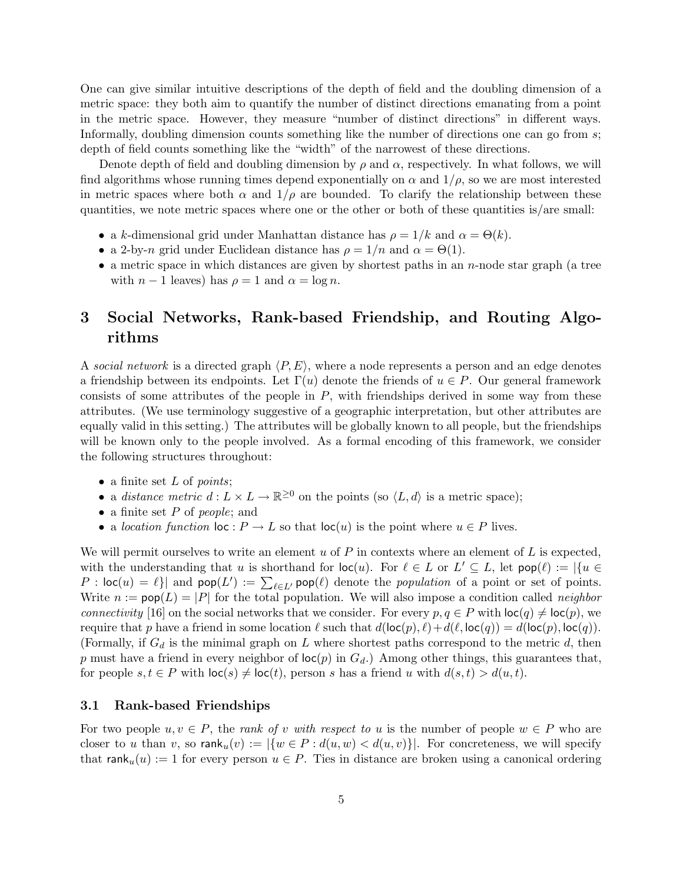One can give similar intuitive descriptions of the depth of field and the doubling dimension of a metric space: they both aim to quantify the number of distinct directions emanating from a point in the metric space. However, they measure "number of distinct directions" in different ways. Informally, doubling dimension counts something like the number of directions one can go from $s$; depth of field counts something like the "width" of the narrowest of these directions.

Denote depth of field and doubling dimension by $\rho$ and $\alpha$, respectively. In what follows, we will find algorithms whose running times depend exponentially on $\alpha$ and $1/\rho$, so we are most interested in metric spaces where both $\alpha$ and $1/\rho$ are bounded. To clarify the relationship between these quantities, we note metric spaces where one or the other or both of these quantities is/are small:

- a $k$-dimensional grid under Manhattan distance has $\rho = 1/k$ and $\alpha = \Theta(k)$.
- a 2-by-$n$ grid under Euclidean distance has $\rho = 1/n$ and $\alpha = \Theta(1)$.
- a metric space in which distances are given by shortest paths in an $n$-node star graph (a tree with $n-1$ leaves) has $\rho = 1$ and $\alpha = \log n$.

# 3 Social Networks, Rank-based Friendship, and Routing Algorithms

A *social network* is a directed graph $\langle P, E \rangle$, where a node represents a person and an edge denotes a friendship between its endpoints. Let $\Gamma(u)$ denote the friends of $u \in P$. Our general framework consists of some attributes of the people in $P$, with friendships derived in some way from these attributes. (We use terminology suggestive of a geographic interpretation, but other attributes are equally valid in this setting.) The attributes will be globally known to all people, but the friendships will be known only to the people involved. As a formal encoding of this framework, we consider the following structures throughout:

- a finite set $L$ of *points*;
- a *distance metric* $d : L \times L \to \mathbb{R}^{\geq 0}$ on the points (so $\langle L, d \rangle$ is a metric space);
- a finite set $P$ of *people*; and
- a *location function* $\mathsf{loc} : P \to L$ so that $\mathsf{loc}(u)$ is the point where $u \in P$ lives.

We will permit ourselves to write an element $u$ of $P$ in contexts where an element of $L$ is expected, with the understanding that $u$ is shorthand for $\mathsf{loc}(u)$. For $\ell \in L$ or $L' \subseteq L$, let $\mathsf{pop}(\ell) := |\{u \in P : \mathsf{loc}(u) = \ell\}|$ and $\mathsf{pop}(L') := \sum_{\ell \in L'} \mathsf{pop}(\ell)$ denote the *population* of a point or set of points. Write $n := \mathsf{pop}(L) = |P|$ for the total population. We will also impose a condition called *neighbor connectivity* [16] on the social networks that we consider. For every $p, q \in P$ with $\mathsf{loc}(q) \neq \mathsf{loc}(p)$, we require that $p$ have a friend in some location $\ell$ such that $d(\mathsf{loc}(p), \ell) + d(\ell, \mathsf{loc}(q)) = d(\mathsf{loc}(p), \mathsf{loc}(q))$. (Formally, if $G_d$ is the minimal graph on $L$ where shortest paths correspond to the metric $d$, then $p$ must have a friend in every neighbor of $\mathsf{loc}(p)$ in $G_d$.) Among other things, this guarantees that, for people $s, t \in P$ with $\mathsf{loc}(s) \neq \mathsf{loc}(t)$, person $s$ has a friend $u$ with $d(s, t) > d(u, t)$.

## 3.1 Rank-based Friendships

For two people $u, v \in P$, the *rank of $v$ with respect to $u$* is the number of people $w \in P$ who are closer to $u$ than $v$, so $\mathsf{rank}_u(v) := |\{w \in P : d(u, w) < d(u, v)\}|$. For concreteness, we will specify that $\mathsf{rank}_u(u) := 1$ for every person $u \in P$. Ties in distance are broken using a canonical ordering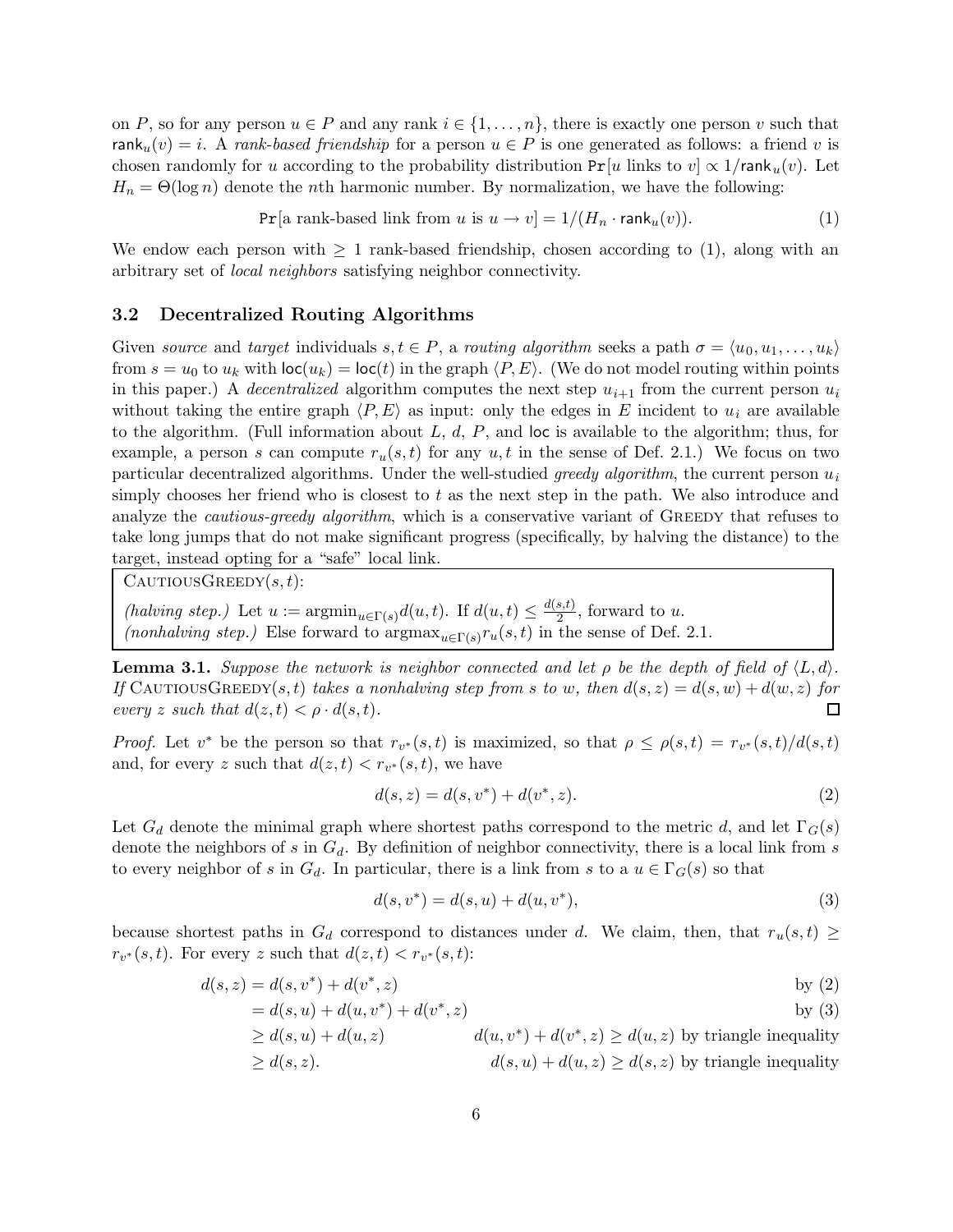on $P$, so for any person $u \in P$ and any rank $i \in \{1, \ldots, n\}$, there is exactly one person $v$ such that $\mathsf{rank}_u(v) = i$. A *rank-based friendship* for a person $u \in P$ is one generated as follows: a friend $v$ is chosen randomly for $u$ according to the probability distribution $\Pr[u \text{ links to } v] \propto 1/\mathsf{rank}_u(v)$. Let $H_n = \Theta(\log n)$ denote the $n$th harmonic number. By normalization, we have the following:

$$\Pr[\text{a rank-based link from } u \text{ is } u \to v] = 1/(H_n \cdot \mathsf{rank}_u(v)). \tag{1}$$

We endow each person with $\geq 1$ rank-based friendship, chosen according to (1), along with an arbitrary set of *local neighbors* satisfying neighbor connectivity.

### 3.2 Decentralized Routing Algorithms

Given *source* and *target* individuals $s, t \in P$, a *routing algorithm* seeks a path $\sigma = \langle u_0, u_1, \ldots, u_k \rangle$ from $s = u_0$ to $u_k$ with $\mathsf{loc}(u_k) = \mathsf{loc}(t)$ in the graph $\langle P, E \rangle$. (We do not model routing within points in this paper.) A *decentralized* algorithm computes the next step $u_{i+1}$ from the current person $u_i$ without taking the entire graph $\langle P, E \rangle$ as input: only the edges in $E$ incident to $u_i$ are available to the algorithm. (Full information about $L$, $d$, $P$, and $\mathsf{loc}$ is available to the algorithm; thus, for example, a person $s$ can compute $r_u(s,t)$ for any $u, t$ in the sense of Def. 2.1.) We focus on two particular decentralized algorithms. Under the well-studied *greedy algorithm*, the current person $u_i$ simply chooses her friend who is closest to $t$ as the next step in the path. We also introduce and analyze the *cautious-greedy algorithm*, which is a conservative variant of Greedy that refuses to take long jumps that do not make significant progress (specifically, by halving the distance) to the target, instead opting for a "safe" local link.

> CautiousGreedy$(s,t)$:
>
> *(halving step.)* Let $u := \operatorname{argmin}_{u \in \Gamma(s)} d(u,t)$. If $d(u,t) \leq \frac{d(s,t)}{2}$, forward to $u$.
> *(nonhalving step.)* Else forward to $\operatorname{argmax}_{u \in \Gamma(s)} r_u(s,t)$ in the sense of Def. 2.1.

**Lemma 3.1.** *Suppose the network is neighbor connected and let $\rho$ be the depth of field of $\langle L, d \rangle$. If* CautiousGreedy$(s,t)$ *takes a nonhalving step from $s$ to $w$, then $d(s,z) = d(s,w) + d(w,z)$ for every $z$ such that $d(z,t) < \rho \cdot d(s,t)$.* □

*Proof.* Let $v^*$ be the person so that $r_{v^*}(s,t)$ is maximized, so that $\rho \leq \rho(s,t) = r_{v^*}(s,t)/d(s,t)$ and, for every $z$ such that $d(z,t) < r_{v^*}(s,t)$, we have

$$d(s,z) = d(s,v^*) + d(v^*,z). \tag{2}$$

Let $G_d$ denote the minimal graph where shortest paths correspond to the metric $d$, and let $\Gamma_G(s)$ denote the neighbors of $s$ in $G_d$. By definition of neighbor connectivity, there is a local link from $s$ to every neighbor of $s$ in $G_d$. In particular, there is a link from $s$ to a $u \in \Gamma_G(s)$ so that

$$d(s,v^*) = d(s,u) + d(u,v^*), \tag{3}$$

because shortest paths in $G_d$ correspond to distances under $d$. We claim, then, that $r_u(s,t) \geq r_{v^*}(s,t)$. For every $z$ such that $d(z,t) < r_{v^*}(s,t)$:

$$\begin{aligned}
d(s,z) &= d(s,v^*) + d(v^*,z) && \text{by (2)} \\
&= d(s,u) + d(u,v^*) + d(v^*,z) && \text{by (3)} \\
&\geq d(s,u) + d(u,z) && d(u,v^*) + d(v^*,z) \geq d(u,z) \text{ by triangle inequality} \\
&\geq d(s,z). && d(s,u) + d(u,z) \geq d(s,z) \text{ by triangle inequality}
\end{aligned}$$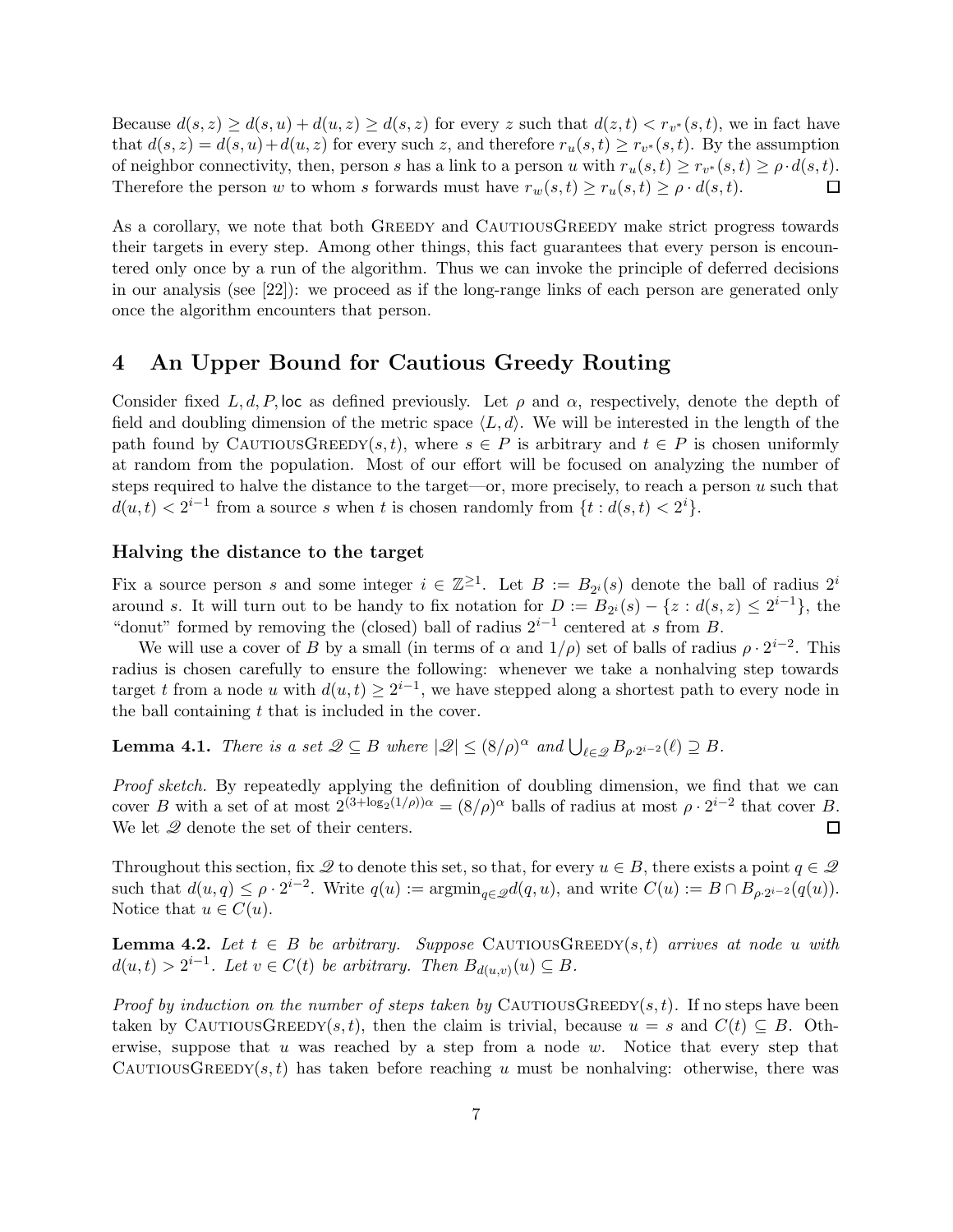Because $d(s, z) \geq d(s, u) + d(u, z) \geq d(s, z)$ for every $z$ such that $d(z, t) < r_{v^*}(s, t)$, we in fact have that $d(s, z) = d(s, u) + d(u, z)$ for every such $z$, and therefore $r_u(s, t) \geq r_{v^*}(s, t)$. By the assumption of neighbor connectivity, then, person $s$ has a link to a person $u$ with $r_u(s, t) \geq r_{v^*}(s, t) \geq \rho \cdot d(s, t)$. Therefore the person $w$ to whom $s$ forwards must have $r_w(s, t) \geq r_u(s, t) \geq \rho \cdot d(s, t)$. ☐

As a corollary, we note that both Greedy and CautiousGreedy make strict progress towards their targets in every step. Among other things, this fact guarantees that every person is encountered only once by a run of the algorithm. Thus we can invoke the principle of deferred decisions in our analysis (see [22]): we proceed as if the long-range links of each person are generated only once the algorithm encounters that person.

# 4 An Upper Bound for Cautious Greedy Routing

Consider fixed $L, d, P, \mathsf{loc}$ as defined previously. Let $\rho$ and $\alpha$, respectively, denote the depth of field and doubling dimension of the metric space $\langle L, d \rangle$. We will be interested in the length of the path found by CautiousGreedy$(s, t)$, where $s \in P$ is arbitrary and $t \in P$ is chosen uniformly at random from the population. Most of our effort will be focused on analyzing the number of steps required to halve the distance to the target—or, more precisely, to reach a person $u$ such that $d(u, t) < 2^{i-1}$ from a source $s$ when $t$ is chosen randomly from $\{t : d(s, t) < 2^i\}$.

### Halving the distance to the target

Fix a source person $s$ and some integer $i \in \mathbb{Z}^{\geq 1}$. Let $B := B_{2^i}(s)$ denote the ball of radius $2^i$ around $s$. It will turn out to be handy to fix notation for $D := B_{2^i}(s) - \{z : d(s, z) \leq 2^{i-1}\}$, the "donut" formed by removing the (closed) ball of radius $2^{i-1}$ centered at $s$ from $B$.

We will use a cover of $B$ by a small (in terms of $\alpha$ and $1/\rho$) set of balls of radius $\rho \cdot 2^{i-2}$. This radius is chosen carefully to ensure the following: whenever we take a nonhalving step towards target $t$ from a node $u$ with $d(u, t) \geq 2^{i-1}$, we have stepped along a shortest path to every node in the ball containing $t$ that is included in the cover.

**Lemma 4.1.** *There is a set $\mathscr{Q} \subseteq B$ where $|\mathscr{Q}| \leq (8/\rho)^\alpha$ and $\bigcup_{\ell \in \mathscr{Q}} B_{\rho \cdot 2^{i-2}}(\ell) \supseteq B$.*

*Proof sketch.* By repeatedly applying the definition of doubling dimension, we find that we can cover $B$ with a set of at most $2^{(3+\log_2(1/\rho))\alpha} = (8/\rho)^\alpha$ balls of radius at most $\rho \cdot 2^{i-2}$ that cover $B$. We let $\mathscr{Q}$ denote the set of their centers. ☐

Throughout this section, fix $\mathscr{Q}$ to denote this set, so that, for every $u \in B$, there exists a point $q \in \mathscr{Q}$ such that $d(u, q) \leq \rho \cdot 2^{i-2}$. Write $q(u) := \operatorname{argmin}_{q \in \mathscr{Q}} d(q, u)$, and write $C(u) := B \cap B_{\rho \cdot 2^{i-2}}(q(u))$. Notice that $u \in C(u)$.

**Lemma 4.2.** *Let $t \in B$ be arbitrary. Suppose CautiousGreedy$(s, t)$ arrives at node $u$ with $d(u, t) > 2^{i-1}$. Let $v \in C(t)$ be arbitrary. Then $B_{d(u,v)}(u) \subseteq B$.*

*Proof by induction on the number of steps taken by* CautiousGreedy$(s, t)$. If no steps have been taken by CautiousGreedy$(s, t)$, then the claim is trivial, because $u = s$ and $C(t) \subseteq B$. Otherwise, suppose that $u$ was reached by a step from a node $w$. Notice that every step that CautiousGreedy$(s, t)$ has taken before reaching $u$ must be nonhalving: otherwise, there was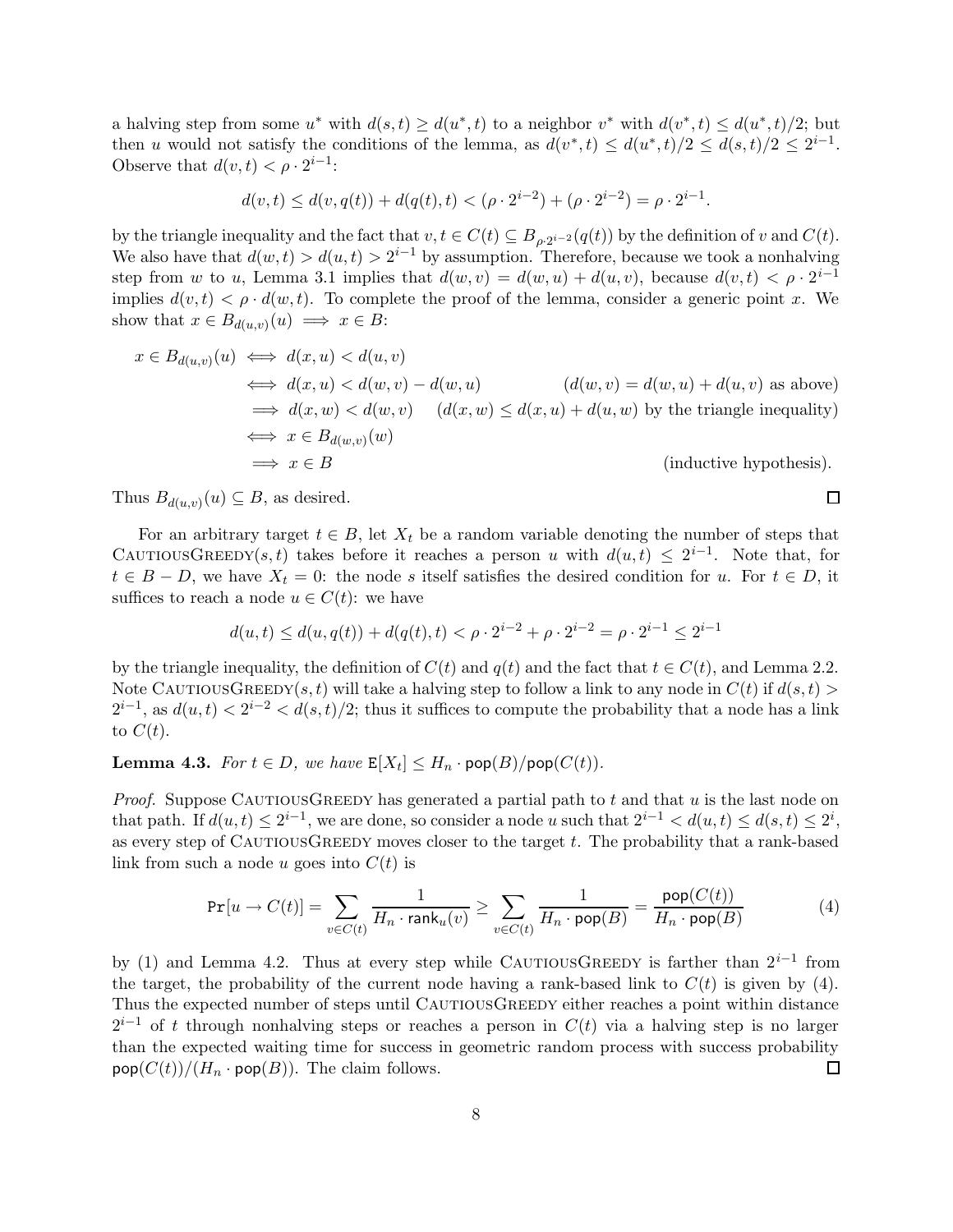a halving step from some $u^*$ with $d(s,t) \geq d(u^*,t)$ to a neighbor $v^*$ with $d(v^*,t) \leq d(u^*,t)/2$; but then $u$ would not satisfy the conditions of the lemma, as $d(v^*,t) \leq d(u^*,t)/2 \leq d(s,t)/2 \leq 2^{i-1}$. Observe that $d(v,t) < \rho \cdot 2^{i-1}$:

$$d(v,t) \leq d(v,q(t)) + d(q(t),t) < (\rho \cdot 2^{i-2}) + (\rho \cdot 2^{i-2}) = \rho \cdot 2^{i-1}.$$

by the triangle inequality and the fact that $v,t \in C(t) \subseteq B_{\rho \cdot 2^{i-2}}(q(t))$ by the definition of $v$ and $C(t)$. We also have that $d(w,t) > d(u,t) > 2^{i-1}$ by assumption. Therefore, because we took a nonhalving step from $w$ to $u$, Lemma 3.1 implies that $d(w,v) = d(w,u) + d(u,v)$, because $d(v,t) < \rho \cdot 2^{i-1}$ implies $d(v,t) < \rho \cdot d(w,t)$. To complete the proof of the lemma, consider a generic point $x$. We show that $x \in B_{d(u,v)}(u) \implies x \in B$:

$$\begin{aligned}
x \in B_{d(u,v)}(u) &\iff d(x,u) < d(u,v) \\
&\iff d(x,u) < d(w,v) - d(w,u) \qquad\qquad (d(w,v) = d(w,u) + d(u,v) \text{ as above}) \\
&\implies d(x,w) < d(w,v) \qquad (d(x,w) \leq d(x,u) + d(u,w) \text{ by the triangle inequality}) \\
&\iff x \in B_{d(w,v)}(w) \\
&\implies x \in B \qquad\qquad\qquad\qquad\qquad\qquad\qquad\qquad (\text{inductive hypothesis}).
\end{aligned}$$

Thus $B_{d(u,v)}(u) \subseteq B$, as desired. □

For an arbitrary target $t \in B$, let $X_t$ be a random variable denoting the number of steps that CautiousGreedy$(s,t)$ takes before it reaches a person $u$ with $d(u,t) \leq 2^{i-1}$. Note that, for $t \in B - D$, we have $X_t = 0$: the node $s$ itself satisfies the desired condition for $u$. For $t \in D$, it suffices to reach a node $u \in C(t)$: we have

$$d(u,t) \leq d(u,q(t)) + d(q(t),t) < \rho \cdot 2^{i-2} + \rho \cdot 2^{i-2} = \rho \cdot 2^{i-1} \leq 2^{i-1}$$

by the triangle inequality, the definition of $C(t)$ and $q(t)$ and the fact that $t \in C(t)$, and Lemma 2.2. Note CautiousGreedy$(s,t)$ will take a halving step to follow a link to any node in $C(t)$ if $d(s,t) > 2^{i-1}$, as $d(u,t) < 2^{i-2} < d(s,t)/2$; thus it suffices to compute the probability that a node has a link to $C(t)$.

**Lemma 4.3.** *For $t \in D$, we have $\mathtt{E}[X_t] \leq H_n \cdot \mathsf{pop}(B)/\mathsf{pop}(C(t))$.*

*Proof.* Suppose CautiousGreedy has generated a partial path to $t$ and that $u$ is the last node on that path. If $d(u,t) \leq 2^{i-1}$, we are done, so consider a node $u$ such that $2^{i-1} < d(u,t) \leq d(s,t) \leq 2^i$, as every step of CautiousGreedy moves closer to the target $t$. The probability that a rank-based link from such a node $u$ goes into $C(t)$ is

$$\mathtt{Pr}[u \to C(t)] = \sum_{v \in C(t)} \frac{1}{H_n \cdot \mathsf{rank}_u(v)} \geq \sum_{v \in C(t)} \frac{1}{H_n \cdot \mathsf{pop}(B)} = \frac{\mathsf{pop}(C(t))}{H_n \cdot \mathsf{pop}(B)} \tag{4}$$

by (1) and Lemma 4.2. Thus at every step while CautiousGreedy is farther than $2^{i-1}$ from the target, the probability of the current node having a rank-based link to $C(t)$ is given by (4). Thus the expected number of steps until CautiousGreedy either reaches a point within distance $2^{i-1}$ of $t$ through nonhalving steps or reaches a person in $C(t)$ via a halving step is no larger than the expected waiting time for success in geometric random process with success probability $\mathsf{pop}(C(t))/(H_n \cdot \mathsf{pop}(B))$. The claim follows. □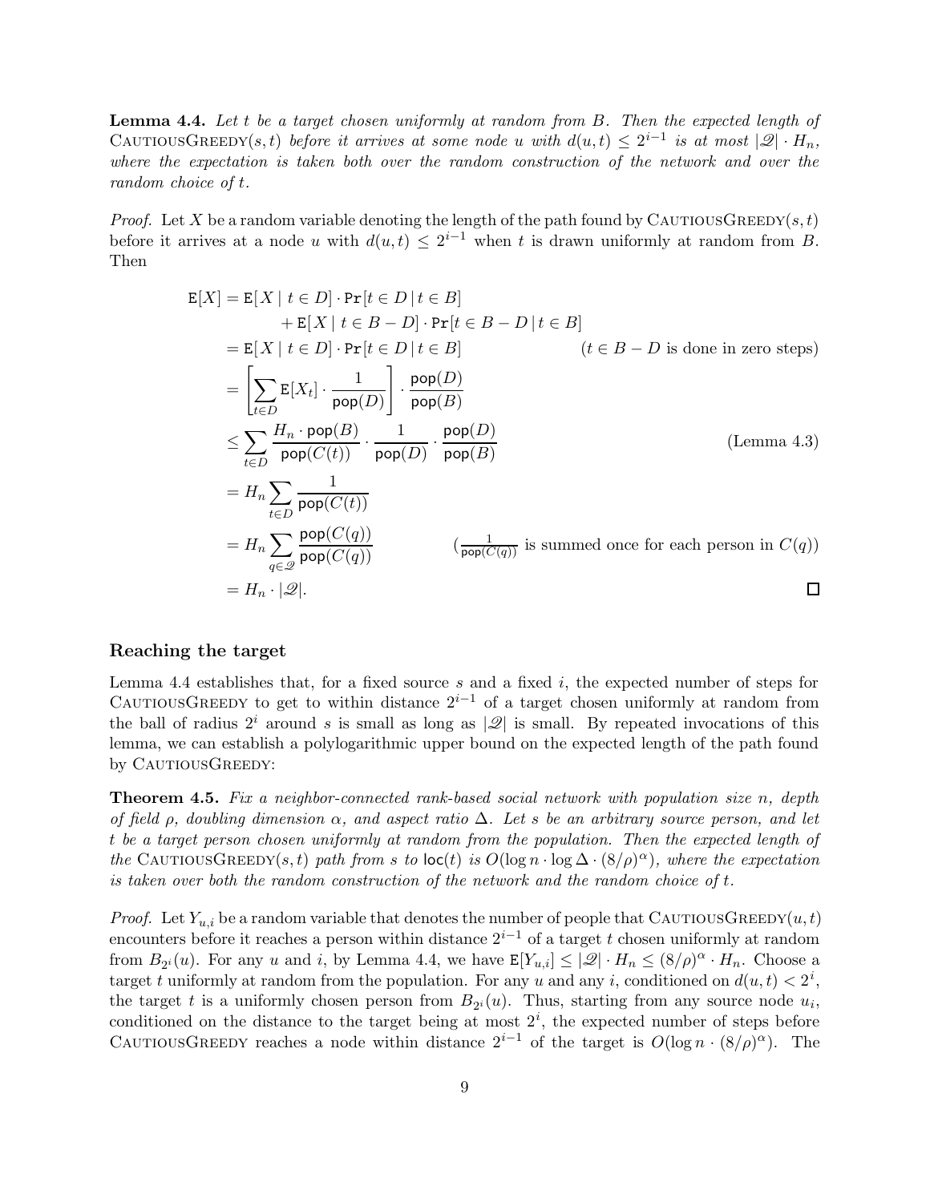**Lemma 4.4.** *Let $t$ be a target chosen uniformly at random from $B$. Then the expected length of* CautiousGreedy$(s,t)$ *before it arrives at some node $u$ with $d(u,t) \leq 2^{i-1}$ is at most $|\mathscr{Q}| \cdot H_n$, where the expectation is taken both over the random construction of the network and over the random choice of $t$.*

*Proof.* Let $X$ be a random variable denoting the length of the path found by CautiousGreedy$(s,t)$ before it arrives at a node $u$ with $d(u,t) \leq 2^{i-1}$ when $t$ is drawn uniformly at random from $B$. Then

$$
\begin{aligned}
\mathtt{E}[X] &= \mathtt{E}[\,X \mid t \in D] \cdot \mathtt{Pr}[t \in D \,|\, t \in B] \\
&\qquad + \mathtt{E}[\,X \mid t \in B - D] \cdot \mathtt{Pr}[t \in B - D \,|\, t \in B] \\
&= \mathtt{E}[\,X \mid t \in D] \cdot \mathtt{Pr}[t \in D \,|\, t \in B] && (t \in B - D \text{ is done in zero steps}) \\
&= \left[\sum_{t \in D} \mathtt{E}[X_t] \cdot \frac{1}{\mathsf{pop}(D)}\right] \cdot \frac{\mathsf{pop}(D)}{\mathsf{pop}(B)} \\
&\leq \sum_{t \in D} \frac{H_n \cdot \mathsf{pop}(B)}{\mathsf{pop}(C(t))} \cdot \frac{1}{\mathsf{pop}(D)} \cdot \frac{\mathsf{pop}(D)}{\mathsf{pop}(B)} && \text{(Lemma 4.3)} \\
&= H_n \sum_{t \in D} \frac{1}{\mathsf{pop}(C(t))} \\
&= H_n \sum_{q \in \mathscr{Q}} \frac{\mathsf{pop}(C(q))}{\mathsf{pop}(C(q))} && \left(\tfrac{1}{\mathsf{pop}(C(q))} \text{ is summed once for each person in } C(q)\right) \\
&= H_n \cdot |\mathscr{Q}|.
\end{aligned}
$$

□

### Reaching the target

Lemma 4.4 establishes that, for a fixed source $s$ and a fixed $i$, the expected number of steps for CautiousGreedy to get to within distance $2^{i-1}$ of a target chosen uniformly at random from the ball of radius $2^i$ around $s$ is small as long as $|\mathscr{Q}|$ is small. By repeated invocations of this lemma, we can establish a polylogarithmic upper bound on the expected length of the path found by CautiousGreedy:

**Theorem 4.5.** *Fix a neighbor-connected rank-based social network with population size $n$, depth of field $\rho$, doubling dimension $\alpha$, and aspect ratio $\Delta$. Let $s$ be an arbitrary source person, and let $t$ be a target person chosen uniformly at random from the population. Then the expected length of the* CautiousGreedy$(s,t)$ *path from $s$ to* $\mathsf{loc}(t)$ *is $O(\log n \cdot \log \Delta \cdot (8/\rho)^\alpha)$, where the expectation is taken over both the random construction of the network and the random choice of $t$.*

*Proof.* Let $Y_{u,i}$ be a random variable that denotes the number of people that CautiousGreedy$(u,t)$ encounters before it reaches a person within distance $2^{i-1}$ of a target $t$ chosen uniformly at random from $B_{2^i}(u)$. For any $u$ and $i$, by Lemma 4.4, we have $\mathtt{E}[Y_{u,i}] \leq |\mathscr{Q}| \cdot H_n \leq (8/\rho)^\alpha \cdot H_n$. Choose a target $t$ uniformly at random from the population. For any $u$ and any $i$, conditioned on $d(u,t) < 2^i$, the target $t$ is a uniformly chosen person from $B_{2^i}(u)$. Thus, starting from any source node $u_i$, conditioned on the distance to the target being at most $2^i$, the expected number of steps before CautiousGreedy reaches a node within distance $2^{i-1}$ of the target is $O(\log n \cdot (8/\rho)^\alpha)$. The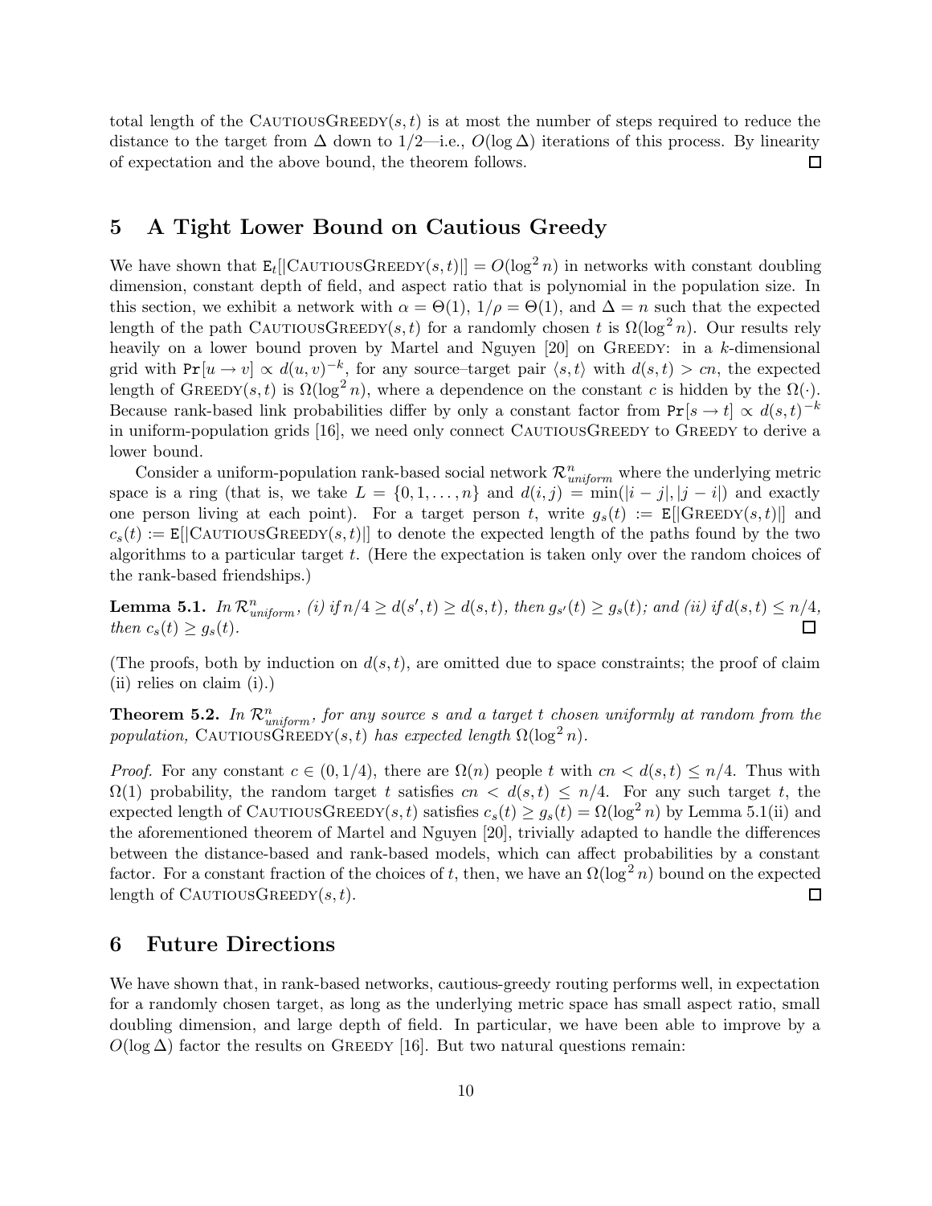total length of the CautiousGreedy$(s,t)$ is at most the number of steps required to reduce the distance to the target from $\Delta$ down to $1/2$—i.e., $O(\log \Delta)$ iterations of this process. By linearity of expectation and the above bound, the theorem follows. $\square$

## 5 A Tight Lower Bound on Cautious Greedy

We have shown that $\mathtt{E}_t[|\textsc{CautiousGreedy}(s,t)|] = O(\log^2 n)$ in networks with constant doubling dimension, constant depth of field, and aspect ratio that is polynomial in the population size. In this section, we exhibit a network with $\alpha = \Theta(1)$, $1/\rho = \Theta(1)$, and $\Delta = n$ such that the expected length of the path CautiousGreedy$(s,t)$ for a randomly chosen $t$ is $\Omega(\log^2 n)$. Our results rely heavily on a lower bound proven by Martel and Nguyen [20] on Greedy: in a $k$-dimensional grid with $\mathtt{Pr}[u \to v] \propto d(u,v)^{-k}$, for any source–target pair $\langle s,t \rangle$ with $d(s,t) > cn$, the expected length of Greedy$(s,t)$ is $\Omega(\log^2 n)$, where a dependence on the constant $c$ is hidden by the $\Omega(\cdot)$. Because rank-based link probabilities differ by only a constant factor from $\mathtt{Pr}[s \to t] \propto d(s,t)^{-k}$ in uniform-population grids [16], we need only connect CautiousGreedy to Greedy to derive a lower bound.

Consider a uniform-population rank-based social network $\mathcal{R}^n_{uniform}$ where the underlying metric space is a ring (that is, we take $L = \{0, 1, \ldots, n\}$ and $d(i,j) = \min(|i-j|, |j-i|)$ and exactly one person living at each point). For a target person $t$, write $g_s(t) := \mathtt{E}[|\textsc{Greedy}(s,t)|]$ and $c_s(t) := \mathtt{E}[|\textsc{CautiousGreedy}(s,t)|]$ to denote the expected length of the paths found by the two algorithms to a particular target $t$. (Here the expectation is taken only over the random choices of the rank-based friendships.)

**Lemma 5.1.** *In $\mathcal{R}^n_{uniform}$, (i) if $n/4 \geq d(s',t) \geq d(s,t)$, then $g_{s'}(t) \geq g_s(t)$; and (ii) if $d(s,t) \leq n/4$, then $c_s(t) \geq g_s(t)$.* $\square$

(The proofs, both by induction on $d(s,t)$, are omitted due to space constraints; the proof of claim (ii) relies on claim (i).)

**Theorem 5.2.** *In $\mathcal{R}^n_{uniform}$, for any source $s$ and a target $t$ chosen uniformly at random from the population,* CautiousGreedy$(s,t)$ *has expected length $\Omega(\log^2 n)$.*

*Proof.* For any constant $c \in (0, 1/4)$, there are $\Omega(n)$ people $t$ with $cn < d(s,t) \leq n/4$. Thus with $\Omega(1)$ probability, the random target $t$ satisfies $cn < d(s,t) \leq n/4$. For any such target $t$, the expected length of CautiousGreedy$(s,t)$ satisfies $c_s(t) \geq g_s(t) = \Omega(\log^2 n)$ by Lemma 5.1(ii) and the aforementioned theorem of Martel and Nguyen [20], trivially adapted to handle the differences between the distance-based and rank-based models, which can affect probabilities by a constant factor. For a constant fraction of the choices of $t$, then, we have an $\Omega(\log^2 n)$ bound on the expected length of CautiousGreedy$(s,t)$. $\square$

## 6 Future Directions

We have shown that, in rank-based networks, cautious-greedy routing performs well, in expectation for a randomly chosen target, as long as the underlying metric space has small aspect ratio, small doubling dimension, and large depth of field. In particular, we have been able to improve by a $O(\log \Delta)$ factor the results on Greedy [16]. But two natural questions remain: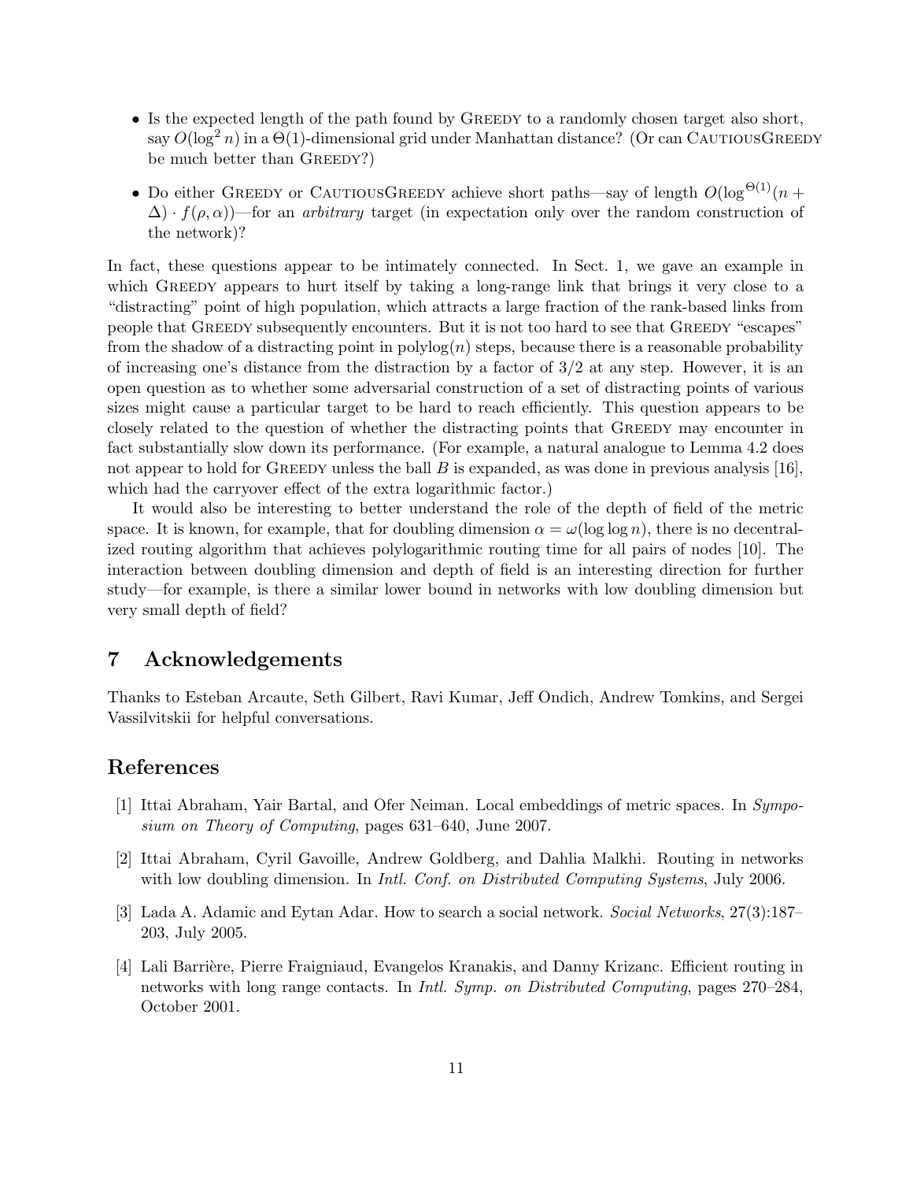- Is the expected length of the path found by Greedy to a randomly chosen target also short, say $O(\log^2 n)$ in a $\Theta(1)$-dimensional grid under Manhattan distance? (Or can CautiousGreedy be much better than Greedy?)
- Do either Greedy or CautiousGreedy achieve short paths—say of length $O(\log^{\Theta(1)}(n + \Delta) \cdot f(\rho, \alpha))$—for an *arbitrary* target (in expectation only over the random construction of the network)?

In fact, these questions appear to be intimately connected. In Sect. 1, we gave an example in which Greedy appears to hurt itself by taking a long-range link that brings it very close to a "distracting" point of high population, which attracts a large fraction of the rank-based links from people that Greedy subsequently encounters. But it is not too hard to see that Greedy "escapes" from the shadow of a distracting point in polylog$(n)$ steps, because there is a reasonable probability of increasing one's distance from the distraction by a factor of $3/2$ at any step. However, it is an open question as to whether some adversarial construction of a set of distracting points of various sizes might cause a particular target to be hard to reach efficiently. This question appears to be closely related to the question of whether the distracting points that Greedy may encounter in fact substantially slow down its performance. (For example, a natural analogue to Lemma 4.2 does not appear to hold for Greedy unless the ball $B$ is expanded, as was done in previous analysis [16], which had the carryover effect of the extra logarithmic factor.)

It would also be interesting to better understand the role of the depth of field of the metric space. It is known, for example, that for doubling dimension $\alpha = \omega(\log \log n)$, there is no decentralized routing algorithm that achieves polylogarithmic routing time for all pairs of nodes [10]. The interaction between doubling dimension and depth of field is an interesting direction for further study—for example, is there a similar lower bound in networks with low doubling dimension but very small depth of field?

# 7 Acknowledgements

Thanks to Esteban Arcaute, Seth Gilbert, Ravi Kumar, Jeff Ondich, Andrew Tomkins, and Sergei Vassilvitskii for helpful conversations.

# References

[1] Ittai Abraham, Yair Bartal, and Ofer Neiman. Local embeddings of metric spaces. In *Symposium on Theory of Computing*, pages 631–640, June 2007.

[2] Ittai Abraham, Cyril Gavoille, Andrew Goldberg, and Dahlia Malkhi. Routing in networks with low doubling dimension. In *Intl. Conf. on Distributed Computing Systems*, July 2006.

[3] Lada A. Adamic and Eytan Adar. How to search a social network. *Social Networks*, 27(3):187–203, July 2005.

[4] Lali Barrière, Pierre Fraigniaud, Evangelos Kranakis, and Danny Krizanc. Efficient routing in networks with long range contacts. In *Intl. Symp. on Distributed Computing*, pages 270–284, October 2001.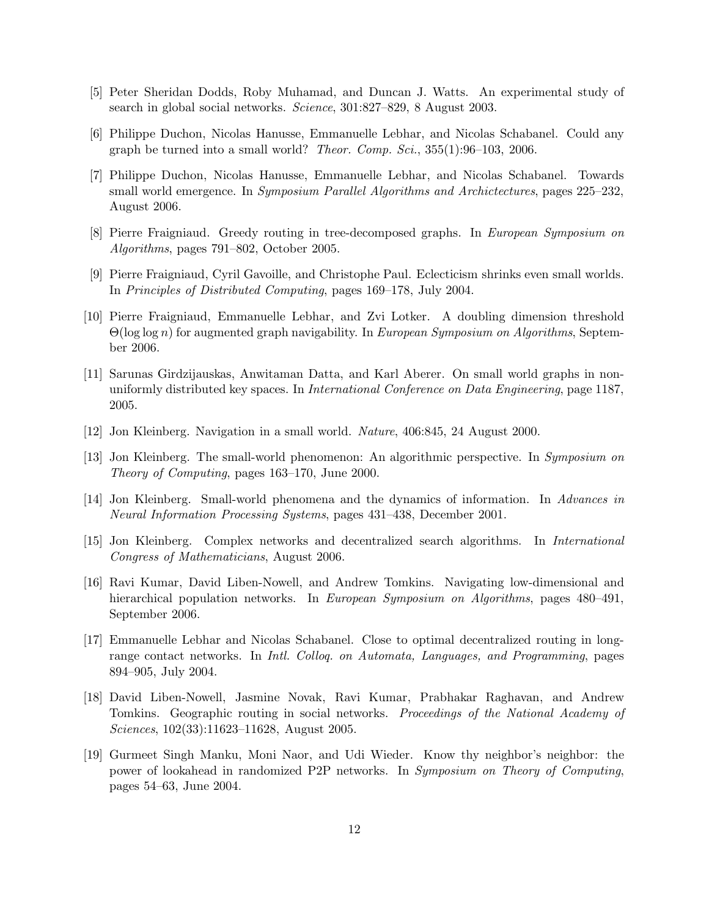[5] Peter Sheridan Dodds, Roby Muhamad, and Duncan J. Watts. An experimental study of search in global social networks. *Science*, 301:827–829, 8 August 2003.

[6] Philippe Duchon, Nicolas Hanusse, Emmanuelle Lebhar, and Nicolas Schabanel. Could any graph be turned into a small world? *Theor. Comp. Sci.*, 355(1):96–103, 2006.

[7] Philippe Duchon, Nicolas Hanusse, Emmanuelle Lebhar, and Nicolas Schabanel. Towards small world emergence. In *Symposium Parallel Algorithms and Archictectures*, pages 225–232, August 2006.

[8] Pierre Fraigniaud. Greedy routing in tree-decomposed graphs. In *European Symposium on Algorithms*, pages 791–802, October 2005.

[9] Pierre Fraigniaud, Cyril Gavoille, and Christophe Paul. Eclecticism shrinks even small worlds. In *Principles of Distributed Computing*, pages 169–178, July 2004.

[10] Pierre Fraigniaud, Emmanuelle Lebhar, and Zvi Lotker. A doubling dimension threshold $\Theta(\log \log n)$ for augmented graph navigability. In *European Symposium on Algorithms*, September 2006.

[11] Sarunas Girdzijauskas, Anwitaman Datta, and Karl Aberer. On small world graphs in non-uniformly distributed key spaces. In *International Conference on Data Engineering*, page 1187, 2005.

[12] Jon Kleinberg. Navigation in a small world. *Nature*, 406:845, 24 August 2000.

[13] Jon Kleinberg. The small-world phenomenon: An algorithmic perspective. In *Symposium on Theory of Computing*, pages 163–170, June 2000.

[14] Jon Kleinberg. Small-world phenomena and the dynamics of information. In *Advances in Neural Information Processing Systems*, pages 431–438, December 2001.

[15] Jon Kleinberg. Complex networks and decentralized search algorithms. In *International Congress of Mathematicians*, August 2006.

[16] Ravi Kumar, David Liben-Nowell, and Andrew Tomkins. Navigating low-dimensional and hierarchical population networks. In *European Symposium on Algorithms*, pages 480–491, September 2006.

[17] Emmanuelle Lebhar and Nicolas Schabanel. Close to optimal decentralized routing in long-range contact networks. In *Intl. Colloq. on Automata, Languages, and Programming*, pages 894–905, July 2004.

[18] David Liben-Nowell, Jasmine Novak, Ravi Kumar, Prabhakar Raghavan, and Andrew Tomkins. Geographic routing in social networks. *Proceedings of the National Academy of Sciences*, 102(33):11623–11628, August 2005.

[19] Gurmeet Singh Manku, Moni Naor, and Udi Wieder. Know thy neighbor's neighbor: the power of lookahead in randomized P2P networks. In *Symposium on Theory of Computing*, pages 54–63, June 2004.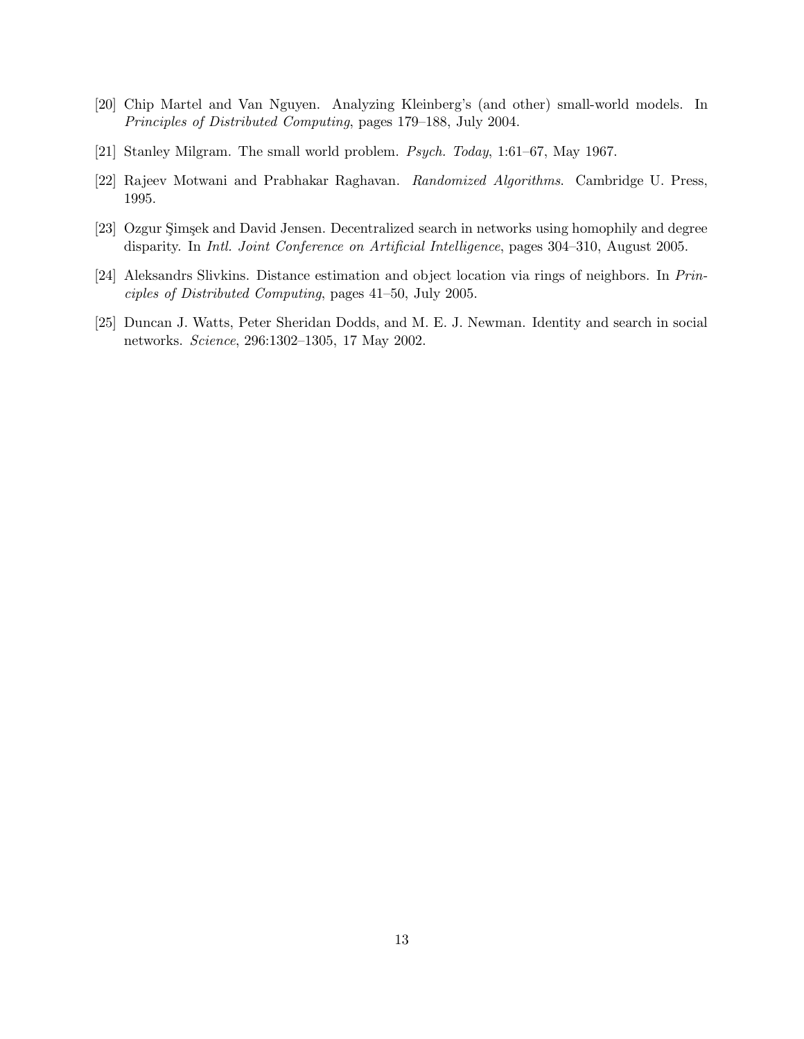[20] Chip Martel and Van Nguyen. Analyzing Kleinberg's (and other) small-world models. In *Principles of Distributed Computing*, pages 179–188, July 2004.

[21] Stanley Milgram. The small world problem. *Psych. Today*, 1:61–67, May 1967.

[22] Rajeev Motwani and Prabhakar Raghavan. *Randomized Algorithms*. Cambridge U. Press, 1995.

[23] Ozgur Şimşek and David Jensen. Decentralized search in networks using homophily and degree disparity. In *Intl. Joint Conference on Artificial Intelligence*, pages 304–310, August 2005.

[24] Aleksandrs Slivkins. Distance estimation and object location via rings of neighbors. In *Principles of Distributed Computing*, pages 41–50, July 2005.

[25] Duncan J. Watts, Peter Sheridan Dodds, and M. E. J. Newman. Identity and search in social networks. *Science*, 296:1302–1305, 17 May 2002.